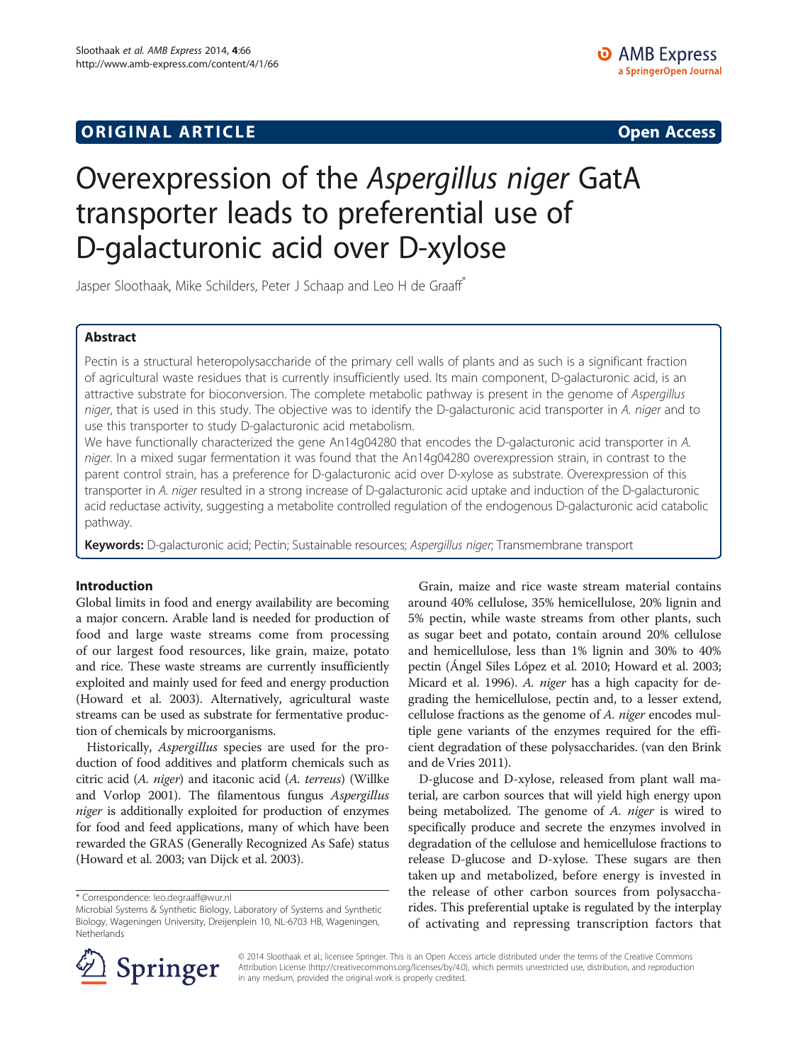ORIGINAL ARTICLE

Open Access

# Overexpression of the *Aspergillus niger* GatA transporter leads to preferential use of D-galacturonic acid over D-xylose

Jasper Sloothaak, Mike Schilders, Peter J Schaap and Leo H de Graaff*

## Abstract

Pectin is a structural heteropolysaccharide of the primary cell walls of plants and as such is a significant fraction of agricultural waste residues that is currently insufficiently used. Its main component, D-galacturonic acid, is an attractive substrate for bioconversion. The complete metabolic pathway is present in the genome of *Aspergillus niger*, that is used in this study. The objective was to identify the D-galacturonic acid transporter in *A. niger* and to use this transporter to study D-galacturonic acid metabolism.

We have functionally characterized the gene An14g04280 that encodes the D-galacturonic acid transporter in *A. niger*. In a mixed sugar fermentation it was found that the An14g04280 overexpression strain, in contrast to the parent control strain, has a preference for D-galacturonic acid over D-xylose as substrate. Overexpression of this transporter in *A. niger* resulted in a strong increase of D-galacturonic acid uptake and induction of the D-galacturonic acid reductase activity, suggesting a metabolite controlled regulation of the endogenous D-galacturonic acid catabolic pathway.

**Keywords:** D-galacturonic acid; Pectin; Sustainable resources; *Aspergillus niger*; Transmembrane transport

## Introduction

Global limits in food and energy availability are becoming a major concern. Arable land is needed for production of food and large waste streams come from processing of our largest food resources, like grain, maize, potato and rice. These waste streams are currently insufficiently exploited and mainly used for feed and energy production (Howard et al. 2003). Alternatively, agricultural waste streams can be used as substrate for fermentative production of chemicals by microorganisms.

Historically, *Aspergillus* species are used for the production of food additives and platform chemicals such as citric acid (*A. niger*) and itaconic acid (*A. terreus*) (Willke and Vorlop 2001). The filamentous fungus *Aspergillus niger* is additionally exploited for production of enzymes for food and feed applications, many of which have been rewarded the GRAS (Generally Recognized As Safe) status (Howard et al. 2003; van Dijck et al. 2003).

Grain, maize and rice waste stream material contains around 40% cellulose, 35% hemicellulose, 20% lignin and 5% pectin, while waste streams from other plants, such as sugar beet and potato, contain around 20% cellulose and hemicellulose, less than 1% lignin and 30% to 40% pectin (Ángel Siles López et al. 2010; Howard et al. 2003; Micard et al. 1996). *A. niger* has a high capacity for degrading the hemicellulose, pectin and, to a lesser extend, cellulose fractions as the genome of *A. niger* encodes multiple gene variants of the enzymes required for the efficient degradation of these polysaccharides. (van den Brink and de Vries 2011).

D-glucose and D-xylose, released from plant wall material, are carbon sources that will yield high energy upon being metabolized. The genome of *A. niger* is wired to specifically produce and secrete the enzymes involved in degradation of the cellulose and hemicellulose fractions to release D-glucose and D-xylose. These sugars are then taken up and metabolized, before energy is invested in the release of other carbon sources from polysaccharides. This preferential uptake is regulated by the interplay of activating and repressing transcription factors that

* Correspondence: leo.degraaff@wur.nl
Microbial Systems & Synthetic Biology, Laboratory of Systems and Synthetic Biology, Wageningen University, Dreijenplein 10, NL-6703 HB, Wageningen, Netherlands

© 2014 Sloothaak et al.; licensee Springer. This is an Open Access article distributed under the terms of the Creative Commons Attribution License (http://creativecommons.org/licenses/by/4.0), which permits unrestricted use, distribution, and reproduction in any medium, provided the original work is properly credited.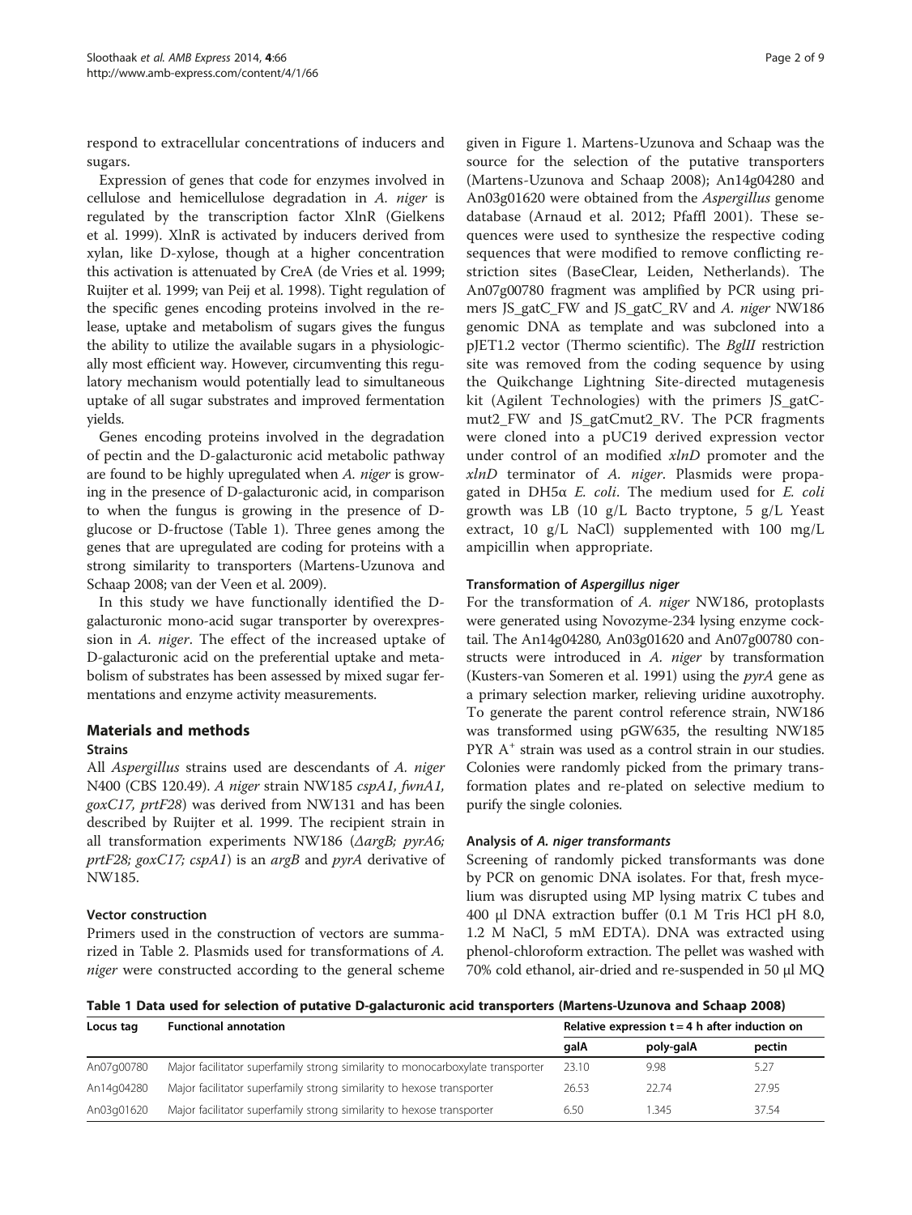respond to extracellular concentrations of inducers and sugars.

Expression of genes that code for enzymes involved in cellulose and hemicellulose degradation in *A. niger* is regulated by the transcription factor XlnR (Gielkens et al. 1999). XlnR is activated by inducers derived from xylan, like D-xylose, though at a higher concentration this activation is attenuated by CreA (de Vries et al. 1999; Ruijter et al. 1999; van Peij et al. 1998). Tight regulation of the specific genes encoding proteins involved in the release, uptake and metabolism of sugars gives the fungus the ability to utilize the available sugars in a physiologically most efficient way. However, circumventing this regulatory mechanism would potentially lead to simultaneous uptake of all sugar substrates and improved fermentation yields.

Genes encoding proteins involved in the degradation of pectin and the D-galacturonic acid metabolic pathway are found to be highly upregulated when *A. niger* is growing in the presence of D-galacturonic acid, in comparison to when the fungus is growing in the presence of D-glucose or D-fructose (Table 1). Three genes among the genes that are upregulated are coding for proteins with a strong similarity to transporters (Martens-Uzunova and Schaap 2008; van der Veen et al. 2009).

In this study we have functionally identified the D-galacturonic mono-acid sugar transporter by overexpression in *A. niger*. The effect of the increased uptake of D-galacturonic acid on the preferential uptake and metabolism of substrates has been assessed by mixed sugar fermentations and enzyme activity measurements.

## Materials and methods

### Strains

All *Aspergillus* strains used are descendants of *A. niger* N400 (CBS 120.49). *A niger* strain NW185 *cspA1, fwnA1, goxC17, prtF28*) was derived from NW131 and has been described by Ruijter et al. 1999. The recipient strain in all transformation experiments NW186 (*ΔargB; pyrA6; prtF28; goxC17; cspA1*) is an *argB* and *pyrA* derivative of NW185.

### Vector construction

Primers used in the construction of vectors are summarized in Table 2. Plasmids used for transformations of *A. niger* were constructed according to the general scheme given in Figure 1. Martens-Uzunova and Schaap was the source for the selection of the putative transporters (Martens-Uzunova and Schaap 2008); An14g04280 and An03g01620 were obtained from the *Aspergillus* genome database (Arnaud et al. 2012; Pfaffl 2001). These sequences were used to synthesize the respective coding sequences that were modified to remove conflicting restriction sites (BaseClear, Leiden, Netherlands). The An07g00780 fragment was amplified by PCR using primers JS_gatC_FW and JS_gatC_RV and *A. niger* NW186 genomic DNA as template and was subcloned into a pJET1.2 vector (Thermo scientific). The *BglII* restriction site was removed from the coding sequence by using the Quikchange Lightning Site-directed mutagenesis kit (Agilent Technologies) with the primers JS_gatCmut2_FW and JS_gatCmut2_RV. The PCR fragments were cloned into a pUC19 derived expression vector under control of an modified *xlnD* promoter and the *xlnD* terminator of *A. niger*. Plasmids were propagated in DH5α *E. coli*. The medium used for *E. coli* growth was LB (10 g/L Bacto tryptone, 5 g/L Yeast extract, 10 g/L NaCl) supplemented with 100 mg/L ampicillin when appropriate.

### Transformation of *Aspergillus niger*

For the transformation of *A. niger* NW186, protoplasts were generated using Novozyme-234 lysing enzyme cocktail. The An14g04280, An03g01620 and An07g00780 constructs were introduced in *A. niger* by transformation (Kusters-van Someren et al. 1991) using the *pyrA* gene as a primary selection marker, relieving uridine auxotrophy. To generate the parent control reference strain, NW186 was transformed using pGW635, the resulting NW185 PYR $A^+$ strain was used as a control strain in our studies. Colonies were randomly picked from the primary transformation plates and re-plated on selective medium to purify the single colonies.

### Analysis of *A. niger* transformants

Screening of randomly picked transformants was done by PCR on genomic DNA isolates. For that, fresh mycelium was disrupted using MP lysing matrix C tubes and 400 μl DNA extraction buffer (0.1 M Tris HCl pH 8.0, 1.2 M NaCl, 5 mM EDTA). DNA was extracted using phenol-chloroform extraction. The pellet was washed with 70% cold ethanol, air-dried and re-suspended in 50 μl MQ

**Table 1 Data used for selection of putative D-galacturonic acid transporters (Martens-Uzunova and Schaap 2008)**

| Locus tag | Functional annotation | Relative expression t = 4 h after induction on | | |
|---|---|---|---|---|
| | | galA | poly-galA | pectin |
| An07g00780 | Major facilitator superfamily strong similarity to monocarboxylate transporter | 23.10 | 9.98 | 5.27 |
| An14g04280 | Major facilitator superfamily strong similarity to hexose transporter | 26.53 | 22.74 | 27.95 |
| An03g01620 | Major facilitator superfamily strong similarity to hexose transporter | 6.50 | 1.345 | 37.54 |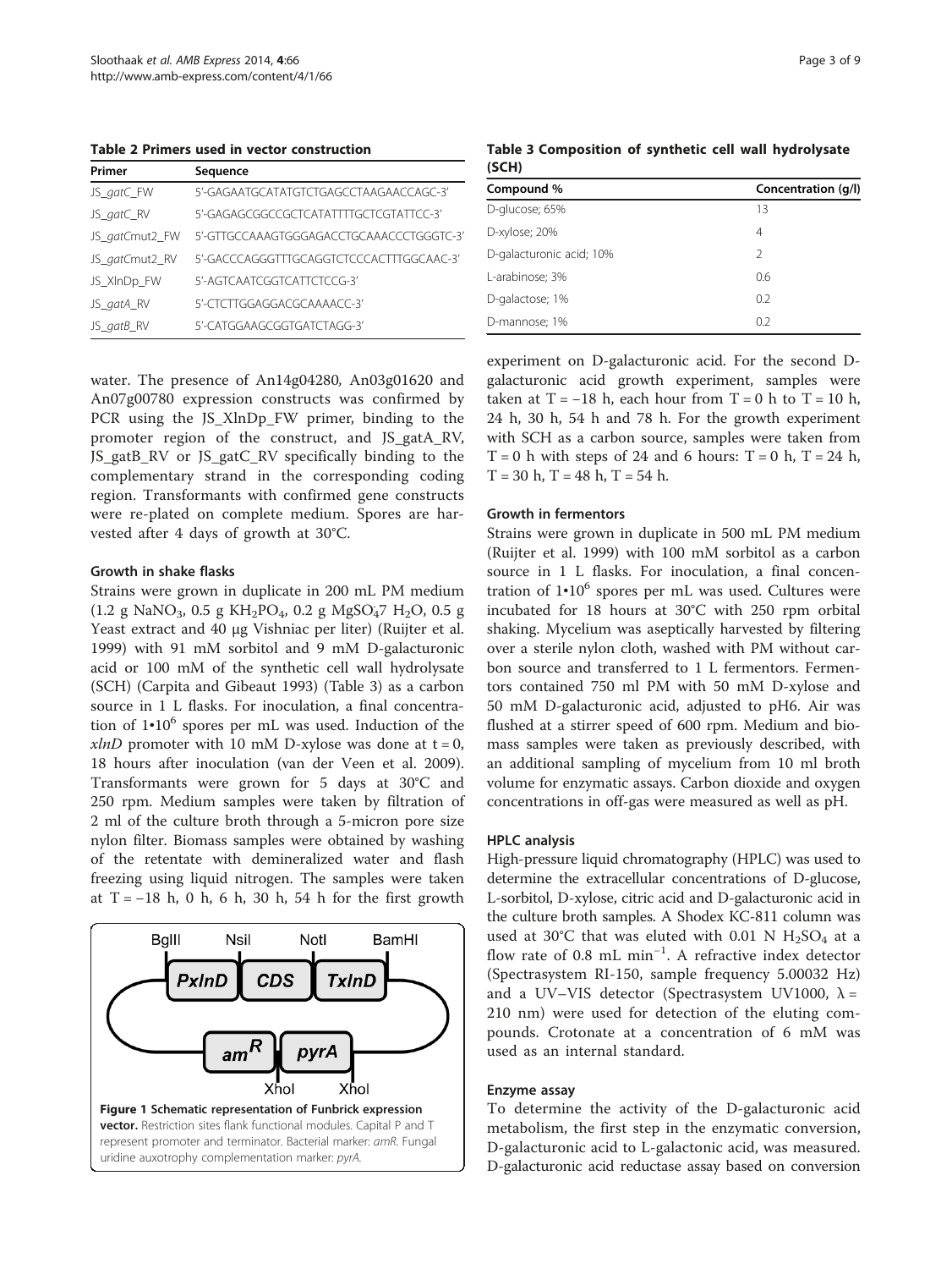**Table 2 Primers used in vector construction**

| Primer | Sequence |
|---|---|
| JS_*gatC*_FW | 5'-GAGAATGCATATGTCTGAGCCTAAGAACCAGC-3' |
| JS_*gatC*_RV | 5'-GAGAGCGGCCGCTCATATTTTGCTCGTATTCC-3' |
| JS_*gatC*mut2_FW | 5'-GTTGCCAAAGTGGGAGACCTGCAAACCCTGGGTC-3' |
| JS_*gatC*mut2_RV | 5'-GACCCAGGGTTTGCAGGTCTCCCACTTTGGCAAC-3' |
| JS_XlnDp_FW | 5'-AGTCAATCGGTCATTCTCCG-3' |
| JS_*gatA*_RV | 5'-CTCTTGGAGGACGCAAAACC-3' |
| JS_*gatB*_RV | 5'-CATGGAAGCGGTGATCTAGG-3' |

water. The presence of An14g04280, An03g01620 and An07g00780 expression constructs was confirmed by PCR using the JS_XlnDp_FW primer, binding to the promoter region of the construct, and JS_gatA_RV, JS_gatB_RV or JS_gatC_RV specifically binding to the complementary strand in the corresponding coding region. Transformants with confirmed gene constructs were re-plated on complete medium. Spores are harvested after 4 days of growth at 30°C.

### Growth in shake flasks

Strains were grown in duplicate in 200 mL PM medium (1.2 g $NaNO_3$, 0.5 g $KH_2PO_4$, 0.2 g $MgSO_4 7 H_2O$, 0.5 g Yeast extract and 40 µg Vishniac per liter) (Ruijter et al. 1999) with 91 mM sorbitol and 9 mM D-galacturonic acid or 100 mM of the synthetic cell wall hydrolysate (SCH) (Carpita and Gibeaut 1993) (Table 3) as a carbon source in 1 L flasks. For inoculation, a final concentration of $1 \cdot 10^6$ spores per mL was used. Induction of the *xlnD* promoter with 10 mM D-xylose was done at t = 0, 18 hours after inoculation (van der Veen et al. 2009). Transformants were grown for 5 days at 30°C and 250 rpm. Medium samples were taken by filtration of 2 ml of the culture broth through a 5-micron pore size nylon filter. Biomass samples were obtained by washing of the retentate with demineralized water and flash freezing using liquid nitrogen. The samples were taken at T = −18 h, 0 h, 6 h, 30 h, 54 h for the first growth experiment on D-galacturonic acid. For the second D-galacturonic acid growth experiment, samples were taken at T = −18 h, each hour from T = 0 h to T = 10 h, 24 h, 30 h, 54 h and 78 h. For the growth experiment with SCH as a carbon source, samples were taken from T = 0 h with steps of 24 and 6 hours: T = 0 h, T = 24 h, T = 30 h, T = 48 h, T = 54 h.

BglII NsiI NotI BamHI

PxlnD CDS TxlnD

am$^R$ pyrA

XhoI XhoI

**Figure 1 Schematic representation of Funbrick expression vector.** Restriction sites flank functional modules. Capital P and T represent promoter and terminator. Bacterial marker: *amR*. Fungal uridine auxotrophy complementation marker: *pyrA*.

**Table 3 Composition of synthetic cell wall hydrolysate (SCH)**

| Compound % | Concentration (g/l) |
|---|---|
| D-glucose; 65% | 13 |
| D-xylose; 20% | 4 |
| D-galacturonic acid; 10% | 2 |
| L-arabinose; 3% | 0.6 |
| D-galactose; 1% | 0.2 |
| D-mannose; 1% | 0.2 |

### Growth in fermentors

Strains were grown in duplicate in 500 mL PM medium (Ruijter et al. 1999) with 100 mM sorbitol as a carbon source in 1 L flasks. For inoculation, a final concentration of $1 \cdot 10^6$ spores per mL was used. Cultures were incubated for 18 hours at 30°C with 250 rpm orbital shaking. Mycelium was aseptically harvested by filtering over a sterile nylon cloth, washed with PM without carbon source and transferred to 1 L fermentors. Fermentors contained 750 ml PM with 50 mM D-xylose and 50 mM D-galacturonic acid, adjusted to pH6. Air was flushed at a stirrer speed of 600 rpm. Medium and biomass samples were taken as previously described, with an additional sampling of mycelium from 10 ml broth volume for enzymatic assays. Carbon dioxide and oxygen concentrations in off-gas were measured as well as pH.

### HPLC analysis

High-pressure liquid chromatography (HPLC) was used to determine the extracellular concentrations of D-glucose, L-sorbitol, D-xylose, citric acid and D-galacturonic acid in the culture broth samples. A Shodex KC-811 column was used at 30°C that was eluted with 0.01 N $H_2SO_4$ at a flow rate of 0.8 mL min$^{-1}$. A refractive index detector (Spectrasystem RI-150, sample frequency 5.00032 Hz) and a UV−VIS detector (Spectrasystem UV1000, $\lambda$ = 210 nm) were used for detection of the eluting compounds. Crotonate at a concentration of 6 mM was used as an internal standard.

### Enzyme assay

To determine the activity of the D-galacturonic acid metabolism, the first step in the enzymatic conversion, D-galacturonic acid to L-galactonic acid, was measured. D-galacturonic acid reductase assay based on conversion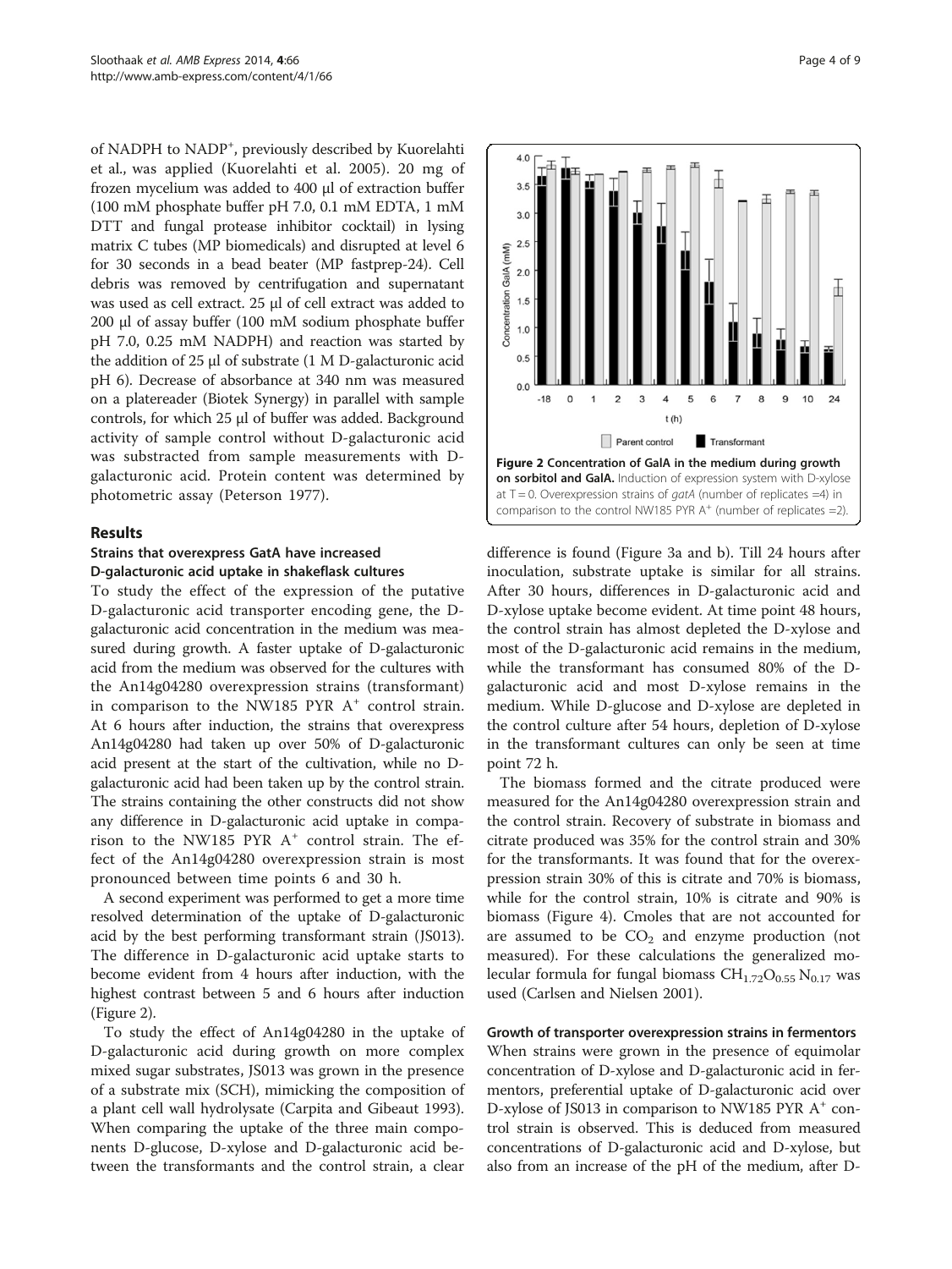of NADPH to NADP$^+$, previously described by Kuorelahti et al., was applied (Kuorelahti et al. 2005). 20 mg of frozen mycelium was added to 400 μl of extraction buffer (100 mM phosphate buffer pH 7.0, 0.1 mM EDTA, 1 mM DTT and fungal protease inhibitor cocktail) in lysing matrix C tubes (MP biomedicals) and disrupted at level 6 for 30 seconds in a bead beater (MP fastprep-24). Cell debris was removed by centrifugation and supernatant was used as cell extract. 25 μl of cell extract was added to 200 μl of assay buffer (100 mM sodium phosphate buffer pH 7.0, 0.25 mM NADPH) and reaction was started by the addition of 25 μl of substrate (1 M D-galacturonic acid pH 6). Decrease of absorbance at 340 nm was measured on a platereader (Biotek Synergy) in parallel with sample controls, for which 25 μl of buffer was added. Background activity of sample control without D-galacturonic acid was substracted from sample measurements with D-galacturonic acid. Protein content was determined by photometric assay (Peterson 1977).

## Results

### Strains that overexpress GatA have increased D-galacturonic acid uptake in shakeflask cultures

To study the effect of the expression of the putative D-galacturonic acid transporter encoding gene, the D-galacturonic acid concentration in the medium was measured during growth. A faster uptake of D-galacturonic acid from the medium was observed for the cultures with the An14g04280 overexpression strains (transformant) in comparison to the NW185 PYR A$^+$ control strain. At 6 hours after induction, the strains that overexpress An14g04280 had taken up over 50% of D-galacturonic acid present at the start of the cultivation, while no D-galacturonic acid had been taken up by the control strain. The strains containing the other constructs did not show any difference in D-galacturonic acid uptake in comparison to the NW185 PYR A$^+$ control strain. The effect of the An14g04280 overexpression strain is most pronounced between time points 6 and 30 h.

A second experiment was performed to get a more time resolved determination of the uptake of D-galacturonic acid by the best performing transformant strain (JS013). The difference in D-galacturonic acid uptake starts to become evident from 4 hours after induction, with the highest contrast between 5 and 6 hours after induction (Figure 2).

To study the effect of An14g04280 in the uptake of D-galacturonic acid during growth on more complex mixed sugar substrates, JS013 was grown in the presence of a substrate mix (SCH), mimicking the composition of a plant cell wall hydrolysate (Carpita and Gibeaut 1993). When comparing the uptake of the three main components D-glucose, D-xylose and D-galacturonic acid between the transformants and the control strain, a clear difference is found (Figure 3a and b). Till 24 hours after inoculation, substrate uptake is similar for all strains. After 30 hours, differences in D-galacturonic acid and D-xylose uptake become evident. At time point 48 hours, the control strain has almost depleted the D-xylose and most of the D-galacturonic acid remains in the medium, while the transformant has consumed 80% of the D-galacturonic acid and most D-xylose remains in the medium. While D-glucose and D-xylose are depleted in the control culture after 54 hours, depletion of D-xylose in the transformant cultures can only be seen at time point 72 h.

Concentration GalA (mM)
4.0
3.5
3.0
2.5
2.0
1.5
1.0
0.5
0.0
-18 0 1 2 3 4 5 6 7 8 9 10 24
t (h)
Parent control
Transformant

**Figure 2 Concentration of GalA in the medium during growth on sorbitol and GalA.** Induction of expression system with D-xylose at T = 0. Overexpression strains of *gatA* (number of replicates =4) in comparison to the control NW185 PYR A$^+$ (number of replicates =2).

The biomass formed and the citrate produced were measured for the An14g04280 overexpression strain and the control strain. Recovery of substrate in biomass and citrate produced was 35% for the control strain and 30% for the transformants. It was found that for the overexpression strain 30% of this is citrate and 70% is biomass, while for the control strain, 10% is citrate and 90% is biomass (Figure 4). Cmoles that are not accounted for are assumed to be $CO_2$ and enzyme production (not measured). For these calculations the generalized molecular formula for fungal biomass $CH_{1.72}O_{0.55}N_{0.17}$ was used (Carlsen and Nielsen 2001).

### Growth of transporter overexpression strains in fermentors

When strains were grown in the presence of equimolar concentration of D-xylose and D-galacturonic acid in fermentors, preferential uptake of D-galacturonic acid over D-xylose of JS013 in comparison to NW185 PYR A$^+$ control strain is observed. This is deduced from measured concentrations of D-galacturonic acid and D-xylose, but also from an increase of the pH of the medium, after D-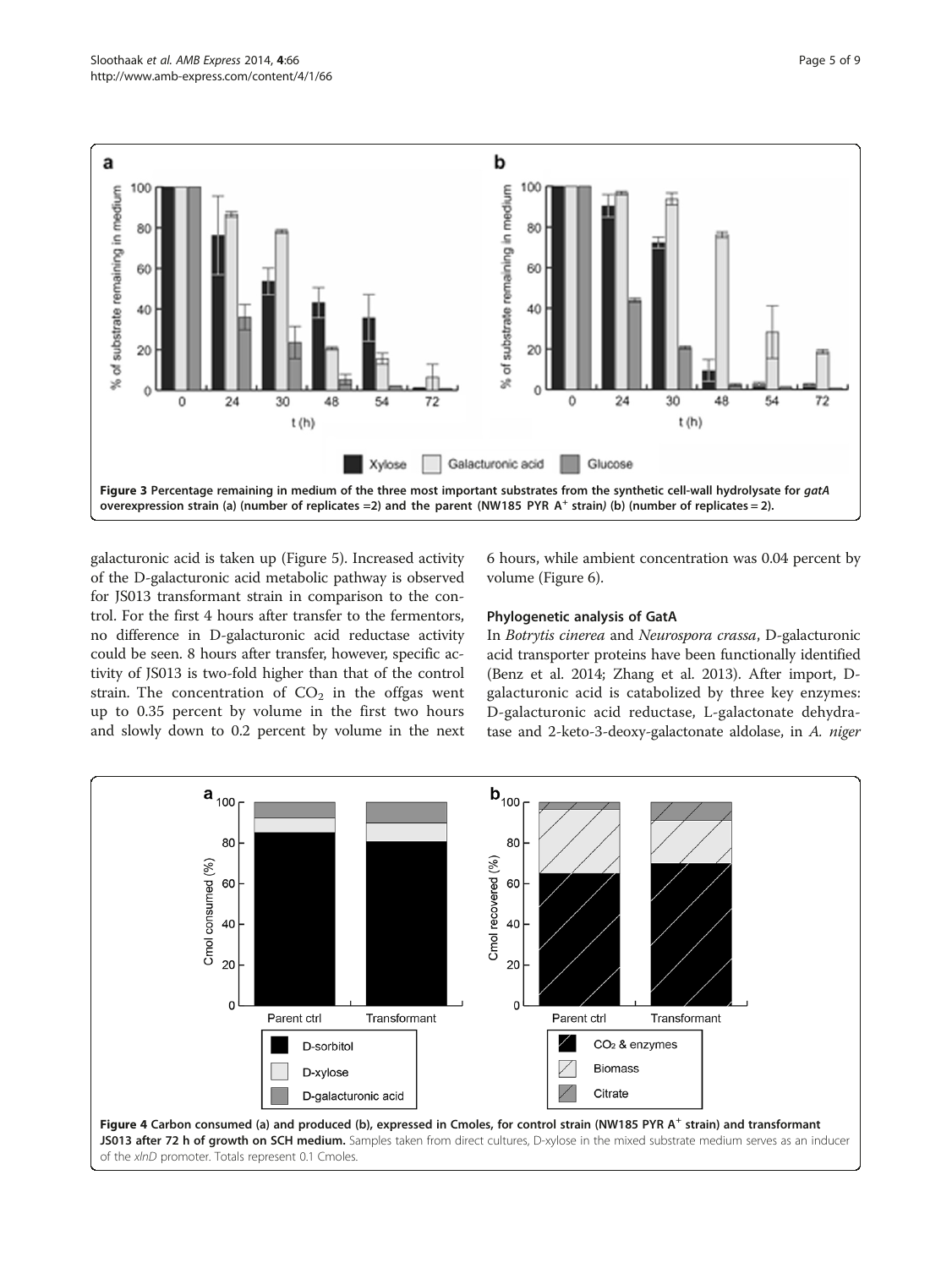a

% of substrate remaining in medium

100
80
60
40
20
0

0 24 30 48 54 72

t (h)

b

% of substrate remaining in medium

100
80
60
40
20
0

0 24 30 48 54 72

t (h)

Xylose Galacturonic acid Glucose

**Figure 3 Percentage remaining in medium of the three most important substrates from the synthetic cell-wall hydrolysate for *gatA* overexpression strain (a) (number of replicates =2) and the parent (NW185 PYR A$^+$ strain) (b) (number of replicates = 2).**

galacturonic acid is taken up (Figure 5). Increased activity of the D-galacturonic acid metabolic pathway is observed for JS013 transformant strain in comparison to the control. For the first 4 hours after transfer to the fermentors, no difference in D-galacturonic acid reductase activity could be seen. 8 hours after transfer, however, specific activity of JS013 is two-fold higher than that of the control strain. The concentration of $CO_2$ in the offgas went up to 0.35 percent by volume in the first two hours and slowly down to 0.2 percent by volume in the next 6 hours, while ambient concentration was 0.04 percent by volume (Figure 6).

### Phylogenetic analysis of GatA

In *Botrytis cinerea* and *Neurospora crassa*, D-galacturonic acid transporter proteins have been functionally identified (Benz et al. 2014; Zhang et al. 2013). After import, D-galacturonic acid is catabolized by three key enzymes: D-galacturonic acid reductase, L-galactonate dehydratase and 2-keto-3-deoxy-galactonate aldolase, in *A. niger*

a

Cmol consumed (%)

100
80
60
40
20
0

Parent ctrl Transformant

D-sorbitol
D-xylose
D-galacturonic acid

b

Cmol recovered (%)

100
80
60
40
20
0

Parent ctrl Transformant

$CO_2$ & enzymes
Biomass
Citrate

**Figure 4 Carbon consumed (a) and produced (b), expressed in Cmoles, for control strain (NW185 PYR A$^+$ strain) and transformant JS013 after 72 h of growth on SCH medium.** Samples taken from direct cultures, D-xylose in the mixed substrate medium serves as an inducer of the *xlnD* promoter. Totals represent 0.1 Cmoles.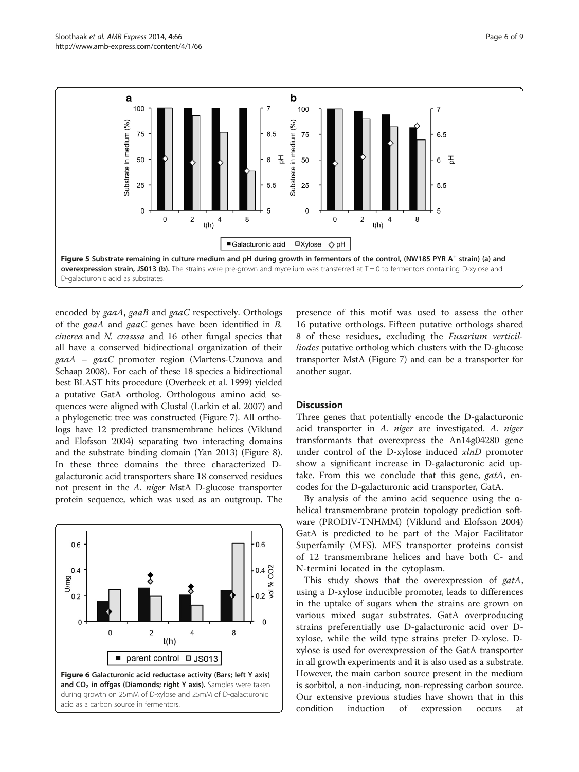a

100 75 50 25 0

Substrate in medium (%)

7 6.5 6 5.5 5

pH

0 2 4 8

t(h)

b

100 75 50 25 0

Substrate in medium (%)

7 6.5 6 5.5 5

pH

0 2 4 8

t(h)

■ Galacturonic acid □ Xylose ◇ pH

**Figure 5 Substrate remaining in culture medium and pH during growth in fermentors of the control, (NW185 PYR A+ strain) (a) and overexpression strain, JS013 (b).** The strains were pre-grown and mycelium was transferred at T = 0 to fermentors containing D-xylose and D-galacturonic acid as substrates.

encoded by *gaaA*, *gaaB* and *gaaC* respectively. Orthologs of the *gaaA* and *gaaC* genes have been identified in *B. cinerea* and *N. crasssa* and 16 other fungal species that all have a conserved bidirectional organization of their *gaaA* – *gaaC* promoter region (Martens-Uzunova and Schaap 2008). For each of these 18 species a bidirectional best BLAST hits procedure (Overbeek et al. 1999) yielded a putative GatA ortholog. Orthologous amino acid sequences were aligned with Clustal (Larkin et al. 2007) and a phylogenetic tree was constructed (Figure 7). All orthologs have 12 predicted transmembrane helices (Viklund and Elofsson 2004) separating two interacting domains and the substrate binding domain (Yan 2013) (Figure 8). In these three domains the three characterized D-galacturonic acid transporters share 18 conserved residues not present in the *A. niger* MstA D-glucose transporter protein sequence, which was used as an outgroup. The presence of this motif was used to assess the other 16 putative orthologs. Fifteen putative orthologs shared 8 of these residues, excluding the *Fusarium verticilliodes* putative ortholog which clusters with the D-glucose transporter MstA (Figure 7) and can be a transporter for another sugar.

0.6 0.4 0.2 0

U/mg

0.6 0.4 0.2 0

vol % CO2

0 2 4 8

t(h)

■ parent control □ JS013

**Figure 6 Galacturonic acid reductase activity (Bars; left Y axis) and $CO_2$ in offgas (Diamonds; right Y axis).** Samples were taken during growth on 25mM of D-xylose and 25mM of D-galacturonic acid as a carbon source in fermentors.

## Discussion

Three genes that potentially encode the D-galacturonic acid transporter in *A. niger* are investigated. *A. niger* transformants that overexpress the An14g04280 gene under control of the D-xylose induced *xlnD* promoter show a significant increase in D-galacturonic acid uptake. From this we conclude that this gene, *gatA*, encodes for the D-galacturonic acid transporter, GatA.

By analysis of the amino acid sequence using the α-helical transmembrane protein topology prediction software (PRODIV-TNHMM) (Viklund and Elofsson 2004) GatA is predicted to be part of the Major Facilitator Superfamily (MFS). MFS transporter proteins consist of 12 transmembrane helices and have both C- and N-termini located in the cytoplasm.

This study shows that the overexpression of *gatA*, using a D-xylose inducible promoter, leads to differences in the uptake of sugars when the strains are grown on various mixed sugar substrates. GatA overproducing strains preferentially use D-galacturonic acid over D-xylose, while the wild type strains prefer D-xylose. D-xylose is used for overexpression of the GatA transporter in all growth experiments and it is also used as a substrate. However, the main carbon source present in the medium is sorbitol, a non-inducing, non-repressing carbon source. Our extensive previous studies have shown that in this condition induction of expression occurs at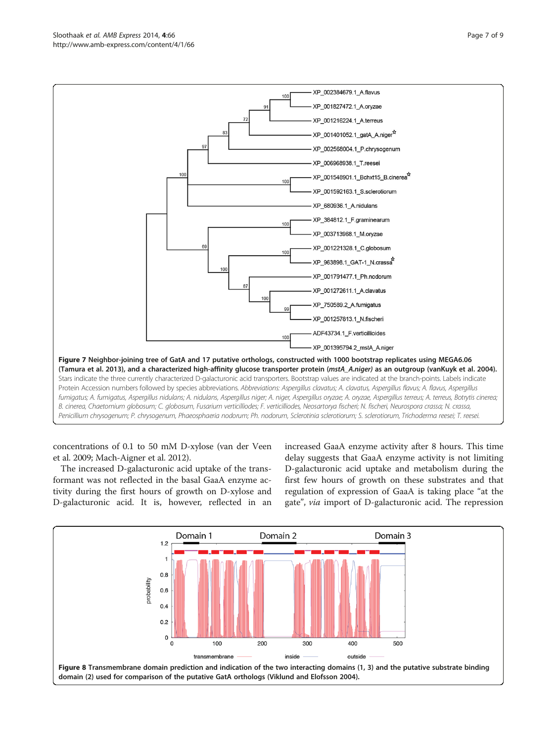XP_002384679.1_A.flavus
XP_001827472.1_A.oryzae
XP_001216224.1_A.terreus
XP_001401052.1_gatA_A.niger
XP_002568004.1_P.chrysogenum
XP_006968938.1_T.reesei
XP_001548901.1_Bchxt15_B.cinerea
XP_001592163.1_S.sclerotiorum
XP_680936.1_A.nidulans
XP_384812.1_F.graminearum
XP_003713968.1_M.oryzae
XP_001221328.1_C.globosum
XP_963898.1_GAT-1_N.crassa
XP_001791477.1_Ph.nodorum
XP_001272611.1_A.clavatus
XP_750589.2_A.fumigatus
XP_001257813.1_N.fischeri
ADF43734.1_F.verticillioides
XP_001395794.2_mstA_A.niger

100, 91, 72, 83, 97, 100, 100, 100, 69, 100, 100, 87, 100, 99, 100

**Figure 7 Neighbor-joining tree of GatA and 17 putative orthologs, constructed with 1000 bootstrap replicates using MEGA6.06 (Tamura et al. 2013), and a characterized high-affinity glucose transporter protein (*mstA_A.niger*) as an outgroup (vanKuyk et al. 2004).** Stars indicate the three currently characterized D-galacturonic acid transporters. Bootstrap values are indicated at the branch-points. Labels indicate Protein Accession numbers followed by species abbreviations. *Abbreviations: Aspergillus clavatus; A. clavatus, Aspergillus flavus; A. flavus, Aspergillus fumigatus; A. fumigatus, Aspergillus nidulans; A. nidulans, Aspergillus niger; A. niger, Aspergillus oryzae; A. oryzae, Aspergillus terreus; A. terreus, Botrytis cinerea; B. cinerea, Chaetomium globosum; C. globosum, Fusarium verticilliodes; F. verticilliodes, Neosartorya fischeri; N. fischeri, Neurospora crassa; N. crassa, Penicillium chrysogenum; P. chrysogenum, Phaeosphaeria nodorum; Ph. nodorum, Sclerotinia sclerotiorum; S. sclerotiorum, Trichoderma reesei; T. reesei.*

concentrations of 0.1 to 50 mM D-xylose (van der Veen et al. 2009; Mach-Aigner et al. 2012).

The increased D-galacturonic acid uptake of the transformant was not reflected in the basal GaaA enzyme activity during the first hours of growth on D-xylose and D-galacturonic acid. It is, however, reflected in an increased GaaA enzyme activity after 8 hours. This time delay suggests that GaaA enzyme activity is not limiting D-galacturonic acid uptake and metabolism during the first few hours of growth on these substrates and that regulation of expression of GaaA is taking place "at the gate", *via* import of D-galacturonic acid. The repression

Domain 1
Domain 2
Domain 3
probability
1.2
1
0.8
0.6
0.4
0.2
0
0
100
200
300
400
500
transmembrane
inside
outside

**Figure 8 Transmembrane domain prediction and indication of the two interacting domains (1, 3) and the putative substrate binding domain (2) used for comparison of the putative GatA orthologs (Viklund and Elofsson 2004).**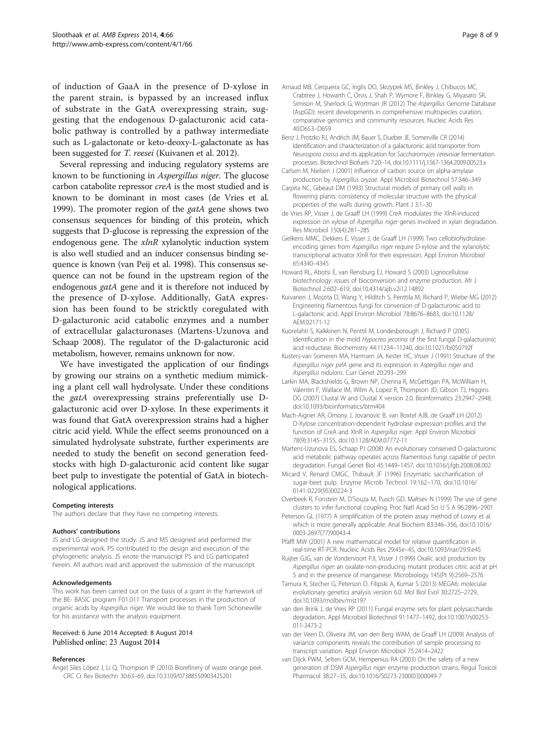of induction of GaaA in the presence of D-xylose in the parent strain, is bypassed by an increased influx of substrate in the GatA overexpressing strain, suggesting that the endogenous D-galacturonic acid catabolic pathway is controlled by a pathway intermediate such as L-galactonate or keto-deoxy-L-galactonate as has been suggested for *T. reesei* (Kuivanen et al. 2012).

Several repressing and inducing regulatory systems are known to be functioning in *Aspergillus niger*. The glucose carbon catabolite repressor *creA* is the most studied and is known to be dominant in most cases (de Vries et al. 1999). The promoter region of the *gatA* gene shows two consensus sequences for binding of this protein, which suggests that D-glucose is repressing the expression of the endogenous gene. The *xlnR* xylanolytic induction system is also well studied and an inducer consensus binding sequence is known (van Peij et al. 1998). This consensus sequence can not be found in the upstream region of the endogenous *gatA* gene and it is therefore not induced by the presence of D-xylose. Additionally, GatA expression has been found to be stricktly coregulated with D-galacturonic acid catabolic enzymes and a number of extracellular galacturonases (Martens-Uzunova and Schaap 2008). The regulator of the D-galacturonic acid metabolism, however, remains unknown for now.

We have investigated the application of our findings by growing our strains on a synthetic medium mimicking a plant cell wall hydrolysate. Under these conditions the *gatA* overexpressing strains preferentially use D-galacturonic acid over D-xylose. In these experiments it was found that GatA overexpression strains had a higher citric acid yield. While the effect seems pronounced on a simulated hydrolysate substrate, further experiments are needed to study the benefit on second generation feedstocks with high D-galacturonic acid content like sugar beet pulp to investigate the potential of GatA in biotechnological applications.

#### Competing interests
The authors declare that they have no competing interests.

#### Authors' contributions
JS and LG designed the study. JS and MS designed and performed the experimental work. PS contributed to the design and execution of the phylogenetic analysis. JS wrote the manuscript PS and LG participated herein. All authors read and approved the submission of the manuscript.

#### Acknowledgements
This work has been carried out on the basis of a grant in the framework of the BE- BASIC program F01.011 Transport processes in the production of organic acids by *Aspergillus niger*. We would like to thank Tom Schonewille for his assistance with the analysis equipment.

Received: 6 June 2014 Accepted: 8 August 2014
Published online: 23 August 2014

#### References
Ángel Siles López J, Li Q, Thompson IP (2010) Biorefinery of waste orange peel. CRC Cr Rev Biotechn 30:63–69, doi:10.3109/07388550903425201

Arnaud MB, Cerqueira GC, Inglis DO, Skrzypek MS, Binkley J, Chibucos MC, Crabtree J, Howarth C, Orvis J, Shah P, Wymore F, Binkley G, Miyasato SR, Simison M, Sherlock G, Wortman JR (2012) The *Aspergillus* Genome Database (AspGD): recent developments in comprehensive multispecies curation, comparative genomics and community resources. Nucleic Acids Res 40:D653–D659

Benz J, Protzko RJ, Andrich JM, Bauer S, Dueber JE, Somerville CR (2014) Identification and characterization of a galacturonic acid transporter from *Neurospora crassa* and its application for *Saccharomyces cerevisiae* fermentation processes. Biotechnol Biofuels 7:20–14, doi:10.1111/j.1567-1364.2009.00523.x

Carlsen M, Nielsen J (2001) Influence of carbon source on alpha-amylase production by *Aspergillus oryzae*. Appl Microbiol Biotechnol 57:346–349

Carpita NC, Gibeaut DM (1993) Structural models of primary cell walls in flowering plants: consistency of molecular structure with the physical properties of the walls during growth. Plant J 3:1–30

de Vries RP, Visser J, de Graaff LH (1999) CreA modulates the XlnR-induced expression on xylose of *Aspergillus niger* genes involved in xylan degradation. Res Microbiol 150(4):281–285

Gielkens MMC, Dekkers E, Visser J, de Graaff LH (1999) Two cellobiohydrolase-encoding genes from *Aspergillus niger* require D-xylose and the xylanolytic transcriptional activator XlnR for their expression. Appl Environ Microbiol 65:4340–4345

Howard RL, Abotsi E, van Rensburg EJ, Howard S (2003) Lignocellulose biotechnology: issues of bioconversion and enzyme production. Afr J Biotechnol 2:602–619, doi:10.4314/ajb.v2i12.14892

Kuivanen J, Mojzita D, Wang Y, Hilditch S, Penttila M, Richard P, Wiebe MG (2012) Engineering filamentous fungi for conversion of D-galacturonic acid to L-galactonic acid. Appl Environ Microbiol 78:8676–8683, doi:10.1128/AEM.02171-12

Kuorelahti S, Kalkkinen N, Penttil M, Londesborough J, Richard P (2005) Identification in the mold *Hypocrea jecorina* of the first fungal D-galacturonic acid reductase. Biochemistry 44:11234–11240, doi:10.1021/bi050792f

Kusters-van Someren MA, Harmsen JA, Kester HC, Visser J (1991) Structure of the *Aspergillus niger pelA* gene and its expression in *Aspergillus niger* and *Aspergillus nidulans*. Curr Genet 20:293–299

Larkin MA, Blackshields G, Brown NP, Chenna R, McGettigan PA, McWilliam H, Valentin F, Wallace IM, Wilm A, Lopez R, Thompson JD, Gibson TJ, Higgins DG (2007) Clustal W and Clustal X version 2.0. Bioinformatics 23:2947–2948, doi:10.1093/bioinformatics/btm404

Mach-Aigner AR, Omony J, Jovanovic B, van Boxtel AJB, de Graaff LH (2012) D-Xylose concentration-dependent hydrolase expression profiles and the function of CreA and XlnR in *Aspergillus niger*. Appl Environ Microbiol 78(9):3145–3155, doi:10.1128/AEM.07772-11

Martens-Uzunova ES, Schaap PJ (2008) An evolutionary conserved D-galacturonic acid metabolic pathway operates across filamentous fungi capable of pectin degradation. Fungal Genet Biol 45:1449–1457, doi:10.1016/j.fgb.2008.08.002

Micard V, Renard CMGC, Thibault JF (1996) Enzymatic saccharification of sugar-beet pulp. Enzyme Microb Technol 19:162–170, doi:10.1016/0141-0229(95)00224-3

Overbeek R, Fonstein M, D'Souza M, Pusch GD, Maltsev N (1999) The use of gene clusters to infer functional coupling. Proc Natl Acad Sci U S A 96:2896–2901

Peterson GL (1977) A simplification of the protein assay method of Lowry et al. which is more generally applicable. Anal Biochem 83:346–356, doi:10.1016/0003-2697(77)90043-4

Pfaffl MW (2001) A new mathematical model for relative quantification in real-time RT-PCR. Nucleic Acids Res 29:45e–45, doi:10.1093/nar/29.9.e45

Ruijter GJG, van de Vondervoort PJI, Visser J (1999) Oxalic acid production by *Aspergillus niger*: an oxalate-non-producing mutant produces citric acid at pH 5 and in the presence of manganese. Microbiology 145(Pt 9):2569–2576

Tamura K, Stecher G, Peterson D, Filipski A, Kumar S (2013) MEGA6: molecular evolutionary genetics analysis version 6.0. Mol Biol Evol 30:2725–2729, doi:10.1093/molbev/mst197

van den Brink J, de Vries RP (2011) Fungal enzyme sets for plant polysaccharide degradation. Appl Microbiol Biotechnol 91:1477–1492, doi:10.1007/s00253-011-3473-2

van der Veen D, Oliveira JM, van den Berg WAM, de Graaff LH (2009) Analysis of variance components reveals the contribution of sample processing to transcript variation. Appl Environ Microbiol 75:2414–2422

van Dijck PWM, Selten GCM, Hempenius RA (2003) On the safety of a new generation of DSM *Aspergillus niger* enzyme production strains. Regul Toxicol Pharmacol 38:27–35, doi:10.1016/S0273-2300(03)00049-7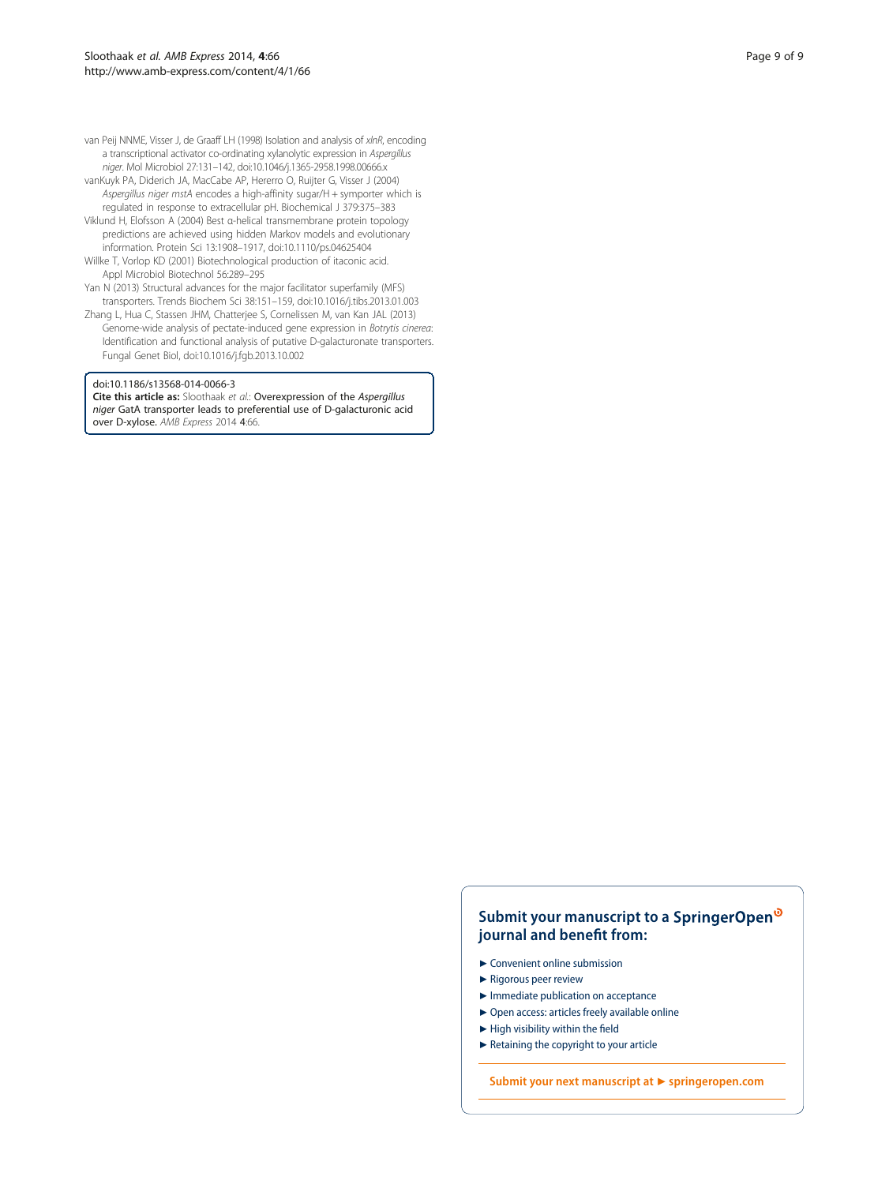van Peij NNME, Visser J, de Graaff LH (1998) Isolation and analysis of *xlnR*, encoding a transcriptional activator co-ordinating xylanolytic expression in *Aspergillus niger*. Mol Microbiol 27:131–142, doi:10.1046/j.1365-2958.1998.00666.x

vanKuyk PA, Diderich JA, MacCabe AP, Hererro O, Ruijter G, Visser J (2004) *Aspergillus niger mstA* encodes a high-affinity sugar/H + symporter which is regulated in response to extracellular pH. Biochemical J 379:375–383

Viklund H, Elofsson A (2004) Best α-helical transmembrane protein topology predictions are achieved using hidden Markov models and evolutionary information. Protein Sci 13:1908–1917, doi:10.1110/ps.04625404

Willke T, Vorlop KD (2001) Biotechnological production of itaconic acid. Appl Microbiol Biotechnol 56:289–295

Yan N (2013) Structural advances for the major facilitator superfamily (MFS) transporters. Trends Biochem Sci 38:151–159, doi:10.1016/j.tibs.2013.01.003

Zhang L, Hua C, Stassen JHM, Chatterjee S, Cornelissen M, van Kan JAL (2013) Genome-wide analysis of pectate-induced gene expression in *Botrytis cinerea*: Identification and functional analysis of putative D-galacturonate transporters. Fungal Genet Biol, doi:10.1016/j.fgb.2013.10.002

doi:10.1186/s13568-014-0066-3
**Cite this article as:** Sloothaak *et al.*: Overexpression of the *Aspergillus niger* GatA transporter leads to preferential use of D-galacturonic acid over D-xylose. *AMB Express* 2014 **4**:66.

**Submit your manuscript to a SpringerOpen journal and benefit from:**

- ► Convenient online submission
- ► Rigorous peer review
- ► Immediate publication on acceptance
- ► Open access: articles freely available online
- ► High visibility within the field
- ► Retaining the copyright to your article

**Submit your next manuscript at ► springeropen.com**